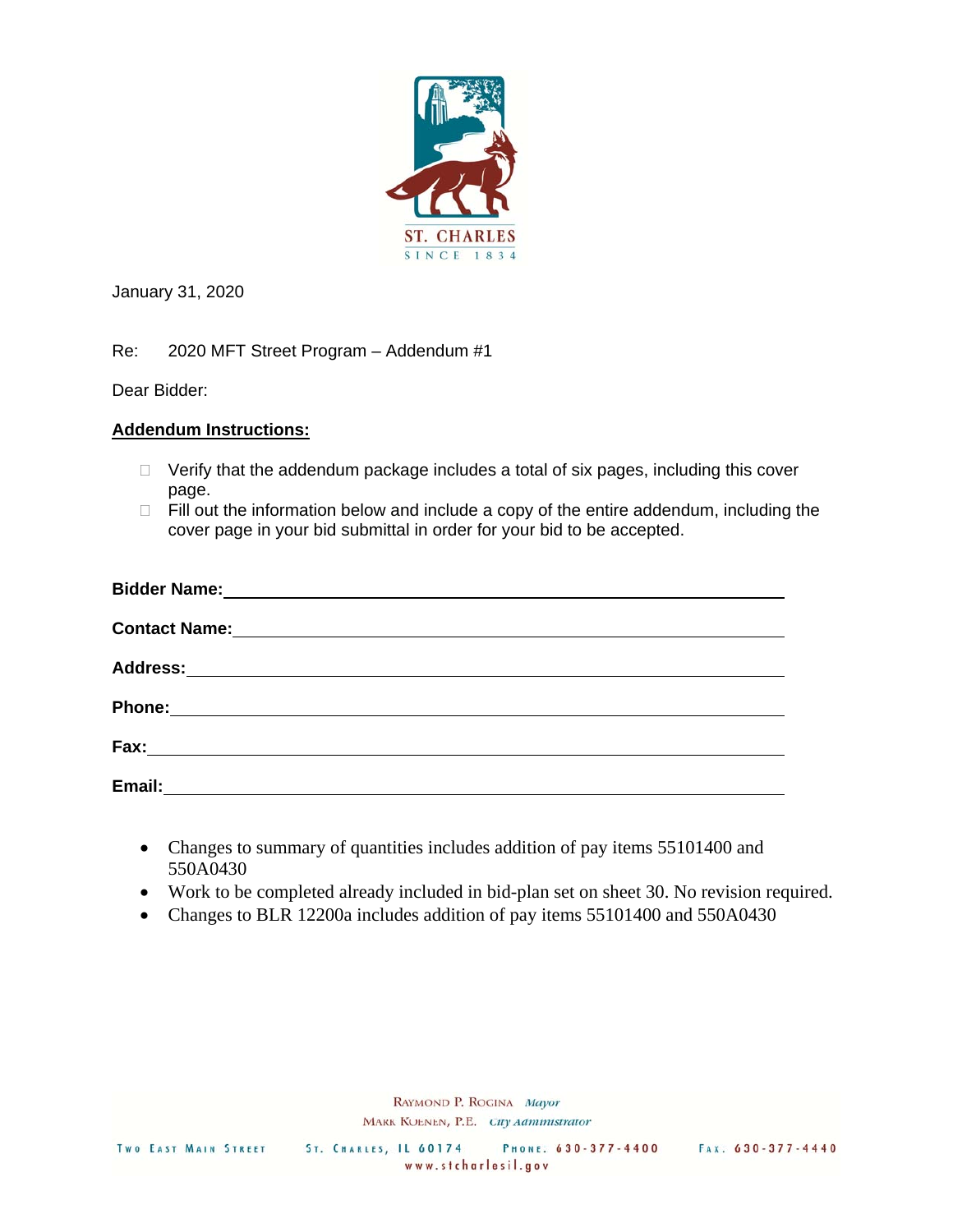ST. CHARLES
SINCE 1834

January 31, 2020

Re: 2020 MFT Street Program – Addendum #1

Dear Bidder:

**Addendum Instructions:**

- ☐ Verify that the addendum package includes a total of six pages, including this cover page.
- ☐ Fill out the information below and include a copy of the entire addendum, including the cover page in your bid submittal in order for your bid to be accepted.

**Bidder Name:** ______________________________________________

**Contact Name:** ______________________________________________

**Address:** ______________________________________________

**Phone:** ______________________________________________

**Fax:** ______________________________________________

**Email:** ______________________________________________

- Changes to summary of quantities includes addition of pay items 55101400 and 550A0430
- Work to be completed already included in bid-plan set on sheet 30. No revision required.
- Changes to BLR 12200a includes addition of pay items 55101400 and 550A0430

Raymond P. Rogina *Mayor*
Mark Koenen, P.E. *City Administrator*

Two East Main Street St. Charles, IL 60174 Phone. 630-377-4400 Fax. 630-377-4440
www.stcharlesil.gov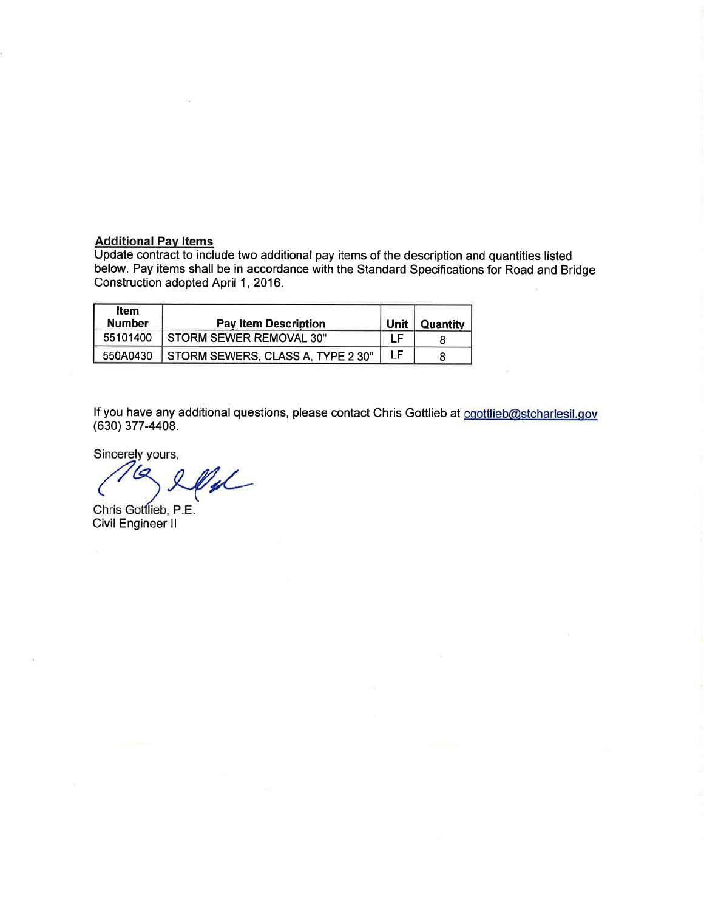**Additional Pay Items**

Update contract to include two additional pay items of the description and quantities listed below. Pay items shall be in accordance with the Standard Specifications for Road and Bridge Construction adopted April 1, 2016.

| Item Number | Pay Item Description | Unit | Quantity |
|---|---|---|---|
| 55101400 | STORM SEWER REMOVAL 30" | LF | 8 |
| 550A0430 | STORM SEWERS, CLASS A, TYPE 2 30" | LF | 8 |

If you have any additional questions, please contact Chris Gottlieb at cgottlieb@stcharlesil.gov (630) 377-4408.

Sincerely yours,

Chris Gottlieb, P.E.
Civil Engineer II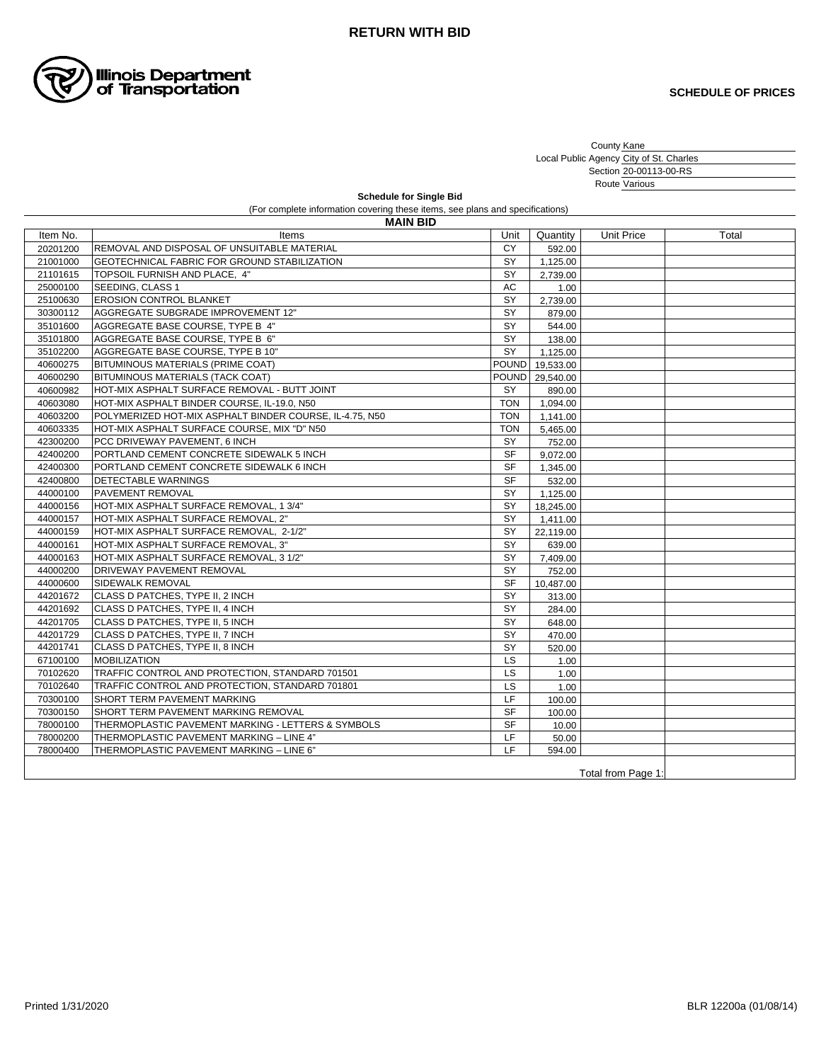**RETURN WITH BID**

Illinois Department of Transportation

**SCHEDULE OF PRICES**

County Kane
Local Public Agency City of St. Charles
Section 20-00113-00-RS
Route Various

**Schedule for Single Bid**

(For complete information covering these items, see plans and specifications)

**MAIN BID**

| Item No. | Items | Unit | Quantity | Unit Price | Total |
|---|---|---|---|---|---|
| 20201200 | REMOVAL AND DISPOSAL OF UNSUITABLE MATERIAL | CY | 592.00 | | |
| 21001000 | GEOTECHNICAL FABRIC FOR GROUND STABILIZATION | SY | 1,125.00 | | |
| 21101615 | TOPSOIL FURNISH AND PLACE, 4" | SY | 2,739.00 | | |
| 25000100 | SEEDING, CLASS 1 | AC | 1.00 | | |
| 25100630 | EROSION CONTROL BLANKET | SY | 2,739.00 | | |
| 30300112 | AGGREGATE SUBGRADE IMPROVEMENT 12" | SY | 879.00 | | |
| 35101600 | AGGREGATE BASE COURSE, TYPE B 4" | SY | 544.00 | | |
| 35101800 | AGGREGATE BASE COURSE, TYPE B 6" | SY | 138.00 | | |
| 35102200 | AGGREGATE BASE COURSE, TYPE B 10" | SY | 1,125.00 | | |
| 40600275 | BITUMINOUS MATERIALS (PRIME COAT) | POUND | 19,533.00 | | |
| 40600290 | BITUMINOUS MATERIALS (TACK COAT) | POUND | 29,540.00 | | |
| 40600982 | HOT-MIX ASPHALT SURFACE REMOVAL - BUTT JOINT | SY | 890.00 | | |
| 40603080 | HOT-MIX ASPHALT BINDER COURSE, IL-19.0, N50 | TON | 1,094.00 | | |
| 40603200 | POLYMERIZED HOT-MIX ASPHALT BINDER COURSE, IL-4.75, N50 | TON | 1,141.00 | | |
| 40603335 | HOT-MIX ASPHALT SURFACE COURSE, MIX "D" N50 | TON | 5,465.00 | | |
| 42300200 | PCC DRIVEWAY PAVEMENT, 6 INCH | SY | 752.00 | | |
| 42400200 | PORTLAND CEMENT CONCRETE SIDEWALK 5 INCH | SF | 9,072.00 | | |
| 42400300 | PORTLAND CEMENT CONCRETE SIDEWALK 6 INCH | SF | 1,345.00 | | |
| 42400800 | DETECTABLE WARNINGS | SF | 532.00 | | |
| 44000100 | PAVEMENT REMOVAL | SY | 1,125.00 | | |
| 44000156 | HOT-MIX ASPHALT SURFACE REMOVAL, 1 3/4" | SY | 18,245.00 | | |
| 44000157 | HOT-MIX ASPHALT SURFACE REMOVAL, 2" | SY | 1,411.00 | | |
| 44000159 | HOT-MIX ASPHALT SURFACE REMOVAL, 2-1/2" | SY | 22,119.00 | | |
| 44000161 | HOT-MIX ASPHALT SURFACE REMOVAL, 3" | SY | 639.00 | | |
| 44000163 | HOT-MIX ASPHALT SURFACE REMOVAL, 3 1/2" | SY | 7,409.00 | | |
| 44000200 | DRIVEWAY PAVEMENT REMOVAL | SY | 752.00 | | |
| 44000600 | SIDEWALK REMOVAL | SF | 10,487.00 | | |
| 44201672 | CLASS D PATCHES, TYPE II, 2 INCH | SY | 313.00 | | |
| 44201692 | CLASS D PATCHES, TYPE II, 4 INCH | SY | 284.00 | | |
| 44201705 | CLASS D PATCHES, TYPE II, 5 INCH | SY | 648.00 | | |
| 44201729 | CLASS D PATCHES, TYPE II, 7 INCH | SY | 470.00 | | |
| 44201741 | CLASS D PATCHES, TYPE II, 8 INCH | SY | 520.00 | | |
| 67100100 | MOBILIZATION | LS | 1.00 | | |
| 70102620 | TRAFFIC CONTROL AND PROTECTION, STANDARD 701501 | LS | 1.00 | | |
| 70102640 | TRAFFIC CONTROL AND PROTECTION, STANDARD 701801 | LS | 1.00 | | |
| 70300100 | SHORT TERM PAVEMENT MARKING | LF | 100.00 | | |
| 70300150 | SHORT TERM PAVEMENT MARKING REMOVAL | SF | 100.00 | | |
| 78000100 | THERMOPLASTIC PAVEMENT MARKING - LETTERS & SYMBOLS | SF | 10.00 | | |
| 78000200 | THERMOPLASTIC PAVEMENT MARKING – LINE 4" | LF | 50.00 | | |
| 78000400 | THERMOPLASTIC PAVEMENT MARKING – LINE 6" | LF | 594.00 | | |
| | | | | Total from Page 1: | |

Printed 1/31/2020

BLR 12200a (01/08/14)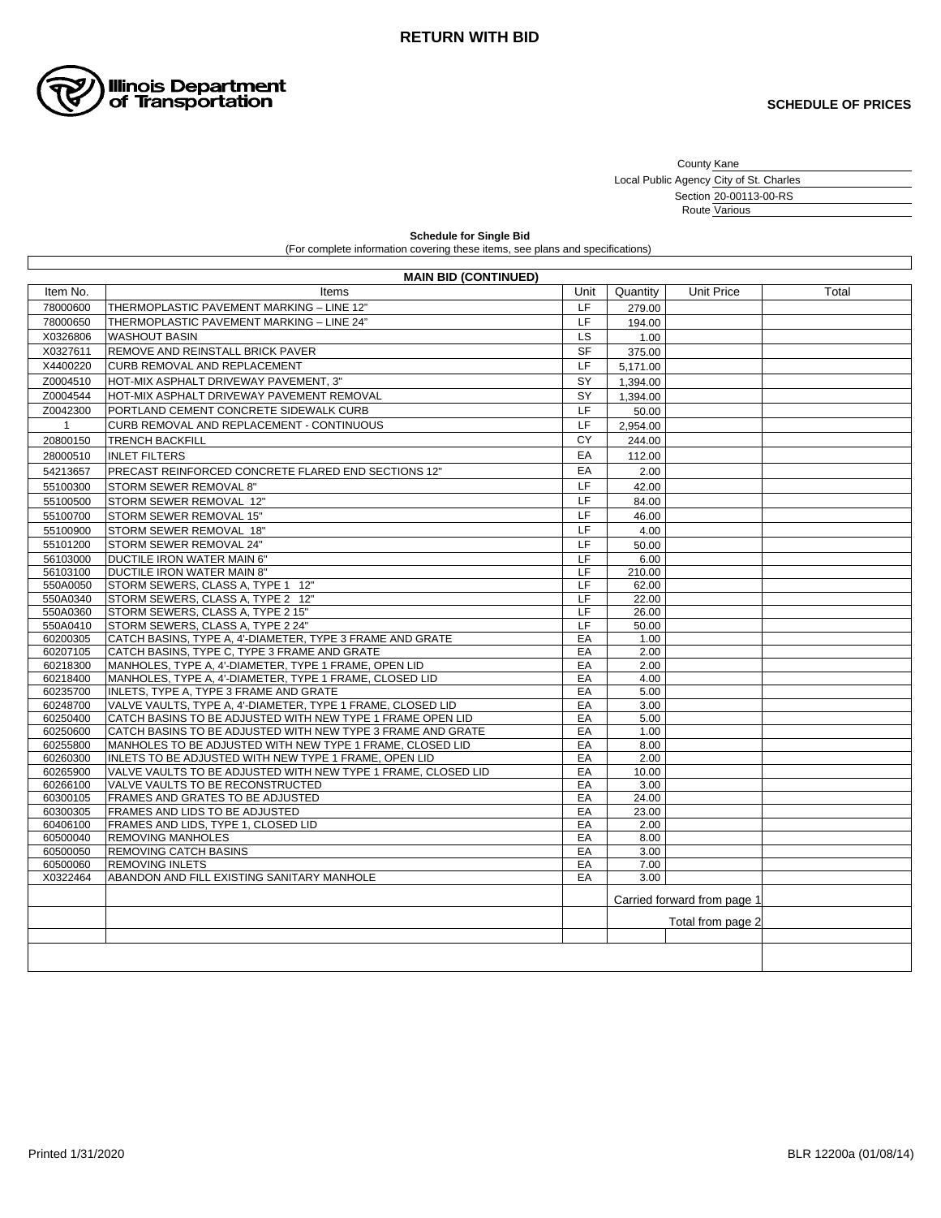**RETURN WITH BID**

Illinois Department of Transportation

**SCHEDULE OF PRICES**

County Kane
Local Public Agency City of St. Charles
Section 20-00113-00-RS
Route Various

**Schedule for Single Bid**
(For complete information covering these items, see plans and specifications)

**MAIN BID (CONTINUED)**

| Item No. | Items | Unit | Quantity | Unit Price | Total |
|---|---|---|---|---|---|
| 78000600 | THERMOPLASTIC PAVEMENT MARKING – LINE 12" | LF | 279.00 | | |
| 78000650 | THERMOPLASTIC PAVEMENT MARKING – LINE 24" | LF | 194.00 | | |
| X0326806 | WASHOUT BASIN | LS | 1.00 | | |
| X0327611 | REMOVE AND REINSTALL BRICK PAVER | SF | 375.00 | | |
| X4400220 | CURB REMOVAL AND REPLACEMENT | LF | 5,171.00 | | |
| Z0004510 | HOT-MIX ASPHALT DRIVEWAY PAVEMENT, 3" | SY | 1,394.00 | | |
| Z0004544 | HOT-MIX ASPHALT DRIVEWAY PAVEMENT REMOVAL | SY | 1,394.00 | | |
| Z0042300 | PORTLAND CEMENT CONCRETE SIDEWALK CURB | LF | 50.00 | | |
| 1 | CURB REMOVAL AND REPLACEMENT - CONTINUOUS | LF | 2,954.00 | | |
| 20800150 | TRENCH BACKFILL | CY | 244.00 | | |
| 28000510 | INLET FILTERS | EA | 112.00 | | |
| 54213657 | PRECAST REINFORCED CONCRETE FLARED END SECTIONS 12" | EA | 2.00 | | |
| 55100300 | STORM SEWER REMOVAL 8" | LF | 42.00 | | |
| 55100500 | STORM SEWER REMOVAL 12" | LF | 84.00 | | |
| 55100700 | STORM SEWER REMOVAL 15" | LF | 46.00 | | |
| 55100900 | STORM SEWER REMOVAL 18" | LF | 4.00 | | |
| 55101200 | STORM SEWER REMOVAL 24" | LF | 50.00 | | |
| 56103000 | DUCTILE IRON WATER MAIN 6" | LF | 6.00 | | |
| 56103100 | DUCTILE IRON WATER MAIN 8" | LF | 210.00 | | |
| 550A0050 | STORM SEWERS, CLASS A, TYPE 1 12" | LF | 62.00 | | |
| 550A0340 | STORM SEWERS, CLASS A, TYPE 2 12" | LF | 22.00 | | |
| 550A0360 | STORM SEWERS, CLASS A, TYPE 2 15" | LF | 26.00 | | |
| 550A0410 | STORM SEWERS, CLASS A, TYPE 2 24" | LF | 50.00 | | |
| 60200305 | CATCH BASINS, TYPE A, 4'-DIAMETER, TYPE 3 FRAME AND GRATE | EA | 1.00 | | |
| 60207105 | CATCH BASINS, TYPE C, TYPE 3 FRAME AND GRATE | EA | 2.00 | | |
| 60218300 | MANHOLES, TYPE A, 4'-DIAMETER, TYPE 1 FRAME, OPEN LID | EA | 2.00 | | |
| 60218400 | MANHOLES, TYPE A, 4'-DIAMETER, TYPE 1 FRAME, CLOSED LID | EA | 4.00 | | |
| 60235700 | INLETS, TYPE A, TYPE 3 FRAME AND GRATE | EA | 5.00 | | |
| 60248700 | VALVE VAULTS, TYPE A, 4'-DIAMETER, TYPE 1 FRAME, CLOSED LID | EA | 3.00 | | |
| 60250400 | CATCH BASINS TO BE ADJUSTED WITH NEW TYPE 1 FRAME OPEN LID | EA | 5.00 | | |
| 60250600 | CATCH BASINS TO BE ADJUSTED WITH NEW TYPE 3 FRAME AND GRATE | EA | 1.00 | | |
| 60255800 | MANHOLES TO BE ADJUSTED WITH NEW TYPE 1 FRAME, CLOSED LID | EA | 8.00 | | |
| 60260300 | INLETS TO BE ADJUSTED WITH NEW TYPE 1 FRAME, OPEN LID | EA | 2.00 | | |
| 60265900 | VALVE VAULTS TO BE ADJUSTED WITH NEW TYPE 1 FRAME, CLOSED LID | EA | 10.00 | | |
| 60266100 | VALVE VAULTS TO BE RECONSTRUCTED | EA | 3.00 | | |
| 60300105 | FRAMES AND GRATES TO BE ADJUSTED | EA | 24.00 | | |
| 60300305 | FRAMES AND LIDS TO BE ADJUSTED | EA | 23.00 | | |
| 60406100 | FRAMES AND LIDS, TYPE 1, CLOSED LID | EA | 2.00 | | |
| 60500040 | REMOVING MANHOLES | EA | 8.00 | | |
| 60500050 | REMOVING CATCH BASINS | EA | 3.00 | | |
| 60500060 | REMOVING INLETS | EA | 7.00 | | |
| X0322464 | ABANDON AND FILL EXISTING SANITARY MANHOLE | EA | 3.00 | | |
| | | | Carried forward from page 1 | | |
| | | | Total from page 2 | | |
| | | | | | |
| | | | | | |

Printed 1/31/2020

BLR 12200a (01/08/14)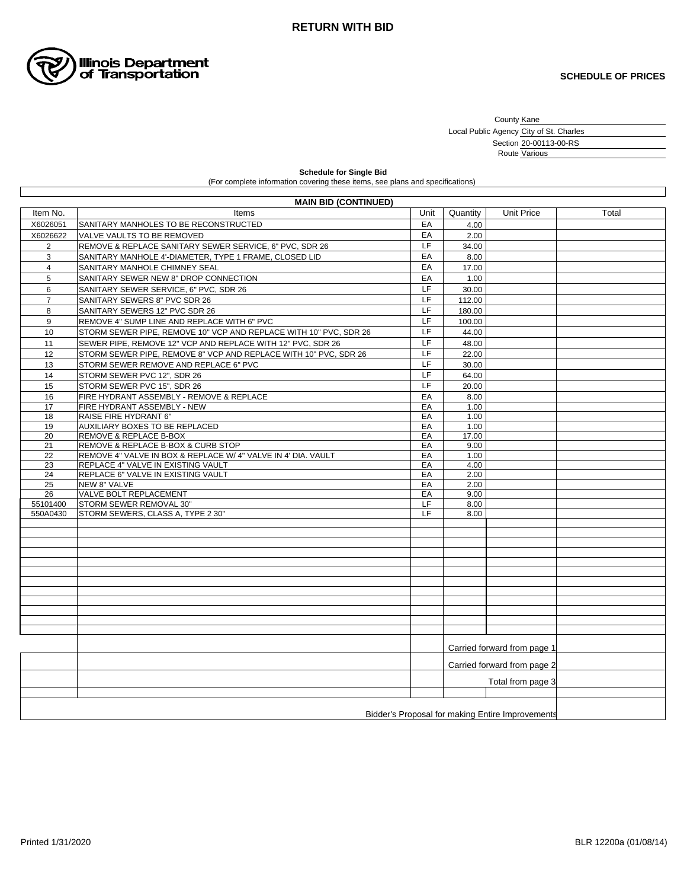**RETURN WITH BID**

Illinois Department of Transportation

**SCHEDULE OF PRICES**

County Kane
Local Public Agency City of St. Charles
Section 20-00113-00-RS
Route Various

**Schedule for Single Bid**
(For complete information covering these items, see plans and specifications)

| MAIN BID (CONTINUED) | | | | | |
|---|---|---|---|---|---|
| Item No. | Items | Unit | Quantity | Unit Price | Total |
| X6026051 | SANITARY MANHOLES TO BE RECONSTRUCTED | EA | 4.00 | | |
| X6026622 | VALVE VAULTS TO BE REMOVED | EA | 2.00 | | |
| 2 | REMOVE & REPLACE SANITARY SEWER SERVICE, 6" PVC, SDR 26 | LF | 34.00 | | |
| 3 | SANITARY MANHOLE 4'-DIAMETER, TYPE 1 FRAME, CLOSED LID | EA | 8.00 | | |
| 4 | SANITARY MANHOLE CHIMNEY SEAL | EA | 17.00 | | |
| 5 | SANITARY SEWER NEW 8" DROP CONNECTION | EA | 1.00 | | |
| 6 | SANITARY SEWER SERVICE, 6" PVC, SDR 26 | LF | 30.00 | | |
| 7 | SANITARY SEWERS 8" PVC SDR 26 | LF | 112.00 | | |
| 8 | SANITARY SEWERS 12" PVC SDR 26 | LF | 180.00 | | |
| 9 | REMOVE 4" SUMP LINE AND REPLACE WITH 6" PVC | LF | 100.00 | | |
| 10 | STORM SEWER PIPE, REMOVE 10" VCP AND REPLACE WITH 10" PVC, SDR 26 | LF | 44.00 | | |
| 11 | SEWER PIPE, REMOVE 12" VCP AND REPLACE WITH 12" PVC, SDR 26 | LF | 48.00 | | |
| 12 | STORM SEWER PIPE, REMOVE 8" VCP AND REPLACE WITH 10" PVC, SDR 26 | LF | 22.00 | | |
| 13 | STORM SEWER REMOVE AND REPLACE 6" PVC | LF | 30.00 | | |
| 14 | STORM SEWER PVC 12", SDR 26 | LF | 64.00 | | |
| 15 | STORM SEWER PVC 15", SDR 26 | LF | 20.00 | | |
| 16 | FIRE HYDRANT ASSEMBLY - REMOVE & REPLACE | EA | 8.00 | | |
| 17 | FIRE HYDRANT ASSEMBLY - NEW | EA | 1.00 | | |
| 18 | RAISE FIRE HYDRANT 6" | EA | 1.00 | | |
| 19 | AUXILIARY BOXES TO BE REPLACED | EA | 1.00 | | |
| 20 | REMOVE & REPLACE B-BOX | EA | 17.00 | | |
| 21 | REMOVE & REPLACE B-BOX & CURB STOP | EA | 9.00 | | |
| 22 | REMOVE 4" VALVE IN BOX & REPLACE W/ 4" VALVE IN 4' DIA. VAULT | EA | 1.00 | | |
| 23 | REPLACE 4" VALVE IN EXISTING VAULT | EA | 4.00 | | |
| 24 | REPLACE 6" VALVE IN EXISTING VAULT | EA | 2.00 | | |
| 25 | NEW 8" VALVE | EA | 2.00 | | |
| 26 | VALVE BOLT REPLACEMENT | EA | 9.00 | | |
| 55101400 | STORM SEWER REMOVAL 30" | LF | 8.00 | | |
| 550A0430 | STORM SEWERS, CLASS A, TYPE 2 30" | LF | 8.00 | | |
| | | | | Carried forward from page 1 | |
| | | | | Carried forward from page 2 | |
| | | | | Total from page 3 | |
| | | | | Bidder's Proposal for making Entire Improvements | |

Printed 1/31/2020

BLR 12200a (01/08/14)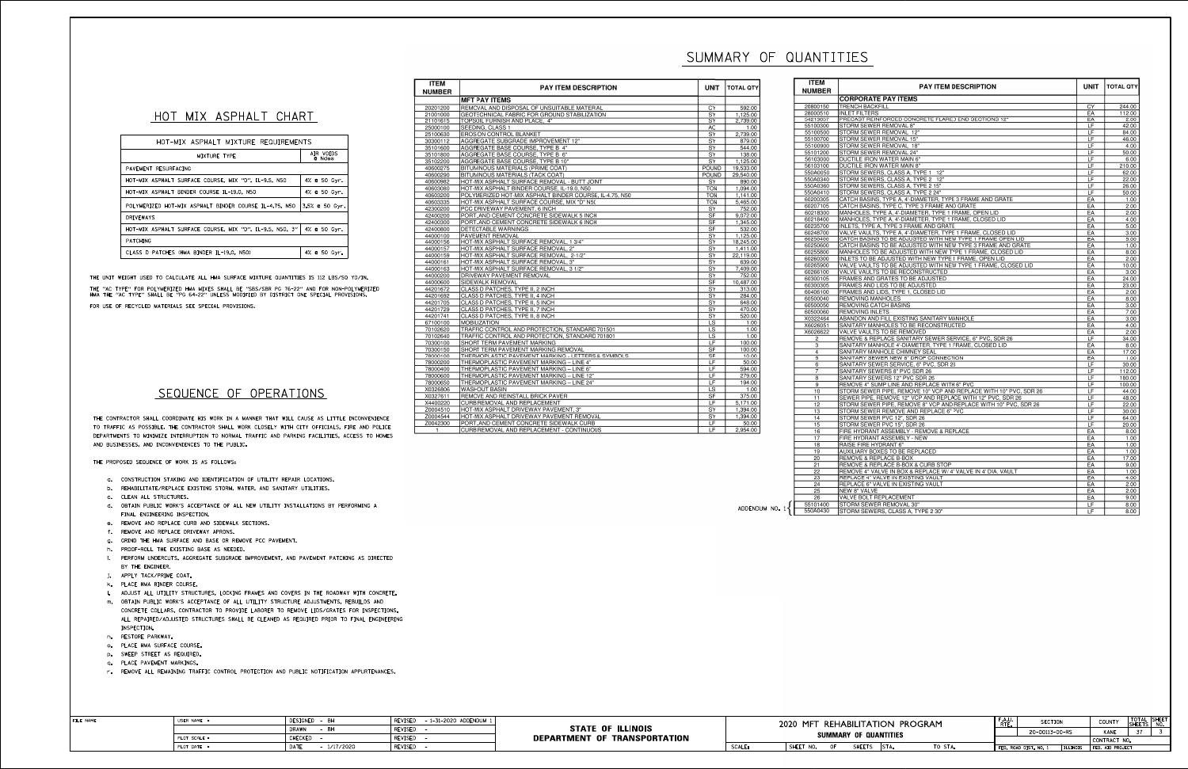# SUMMARY OF QUANTITIES

## HOT MIX ASPHALT CHART

| HOT-MIX ASPHALT MIXTURE REQUIREMENTS | |
|---|---|
| MIXTURE TYPE | AIR VOIDS @ Ndes |
| PAVEMENT RESURFACING | |
| HOT-MIX ASPHALT SURFACE COURSE, MIX "D", IL-9.5, N50 | 4% @ 50 Gyr. |
| HOT-MIX ASPHALT BINDER COURSE IL-19.0, N50 | 4% @ 50 Gyr. |
| POLYMERIZED HOT-MIX ASPHALT BINDER COURSE IL-4.75, N50 | 3.5% @ 50 Gyr. |
| DRIVEWAYS | |
| HOT-MIX ASPHALT SURFACE COURSE, MIX "D", IL-9.5, N50, 3" | 4% @ 50 Gyr. |
| PATCHING | |
| CLASS D PATCHES (HMA BINDER IL-19.0, N50) | 4% @ 50 Gyr. |

THE UNIT WEIGHT USED TO CALCULATE ALL HMA SURFACE MIXTURE QUANTITIES IS 112 LBS/SQ YD/IN.

THE "AC TYPE" FOR POLYMERIZED HMA MIXES SHALL BE "SBS/SBR PG 76-22" AND FOR NON-POLYMERIZED HMA THE "AC TYPE" SHALL BE "PG 64-22" UNLESS MODIFIED BY DISTRICT ONE SPECIAL PROVISIONS.

FOR USE OF RECYCLED MATERIALS SEE SPECIAL PROVISIONS.

## SEQUENCE OF OPERATIONS

THE CONTRACTOR SHALL COORDINATE HIS WORK IN A MANNER THAT WILL CAUSE AS LITTLE INCONVENIENCE TO TRAFFIC AS POSSIBLE. THE CONTRACTOR SHALL WORK CLOSELY WITH CITY OFFICIALS, FIRE AND POLICE DEPARTMENTS TO MINIMIZE INTERRUPTION TO NORMAL TRAFFIC AND PARKING FACILITIES, ACCESS TO HOMES AND BUSINESSES, AND INCONVENIENCES TO THE PUBLIC.

THE PROPOSED SEQUENCE OF WORK IS AS FOLLOWS:

a. CONSTRUCTION STAKING AND IDENTIFICATION OF UTILITY REPAIR LOCATIONS.
b. REHABILITATE/REPLACE EXISTING STORM, WATER, AND SANITARY UTILITIES.
c. CLEAN ALL STRUCTURES.
d. OBTAIN PUBLIC WORK'S ACCEPTANCE OF ALL NEW UTILITY INSTALLATIONS BY PERFORMING A FINAL ENGINEERING INSPECTION.
e. REMOVE AND REPLACE CURB AND SIDEWALK SECTIONS.
f. REMOVE AND REPLACE DRIVEWAY APRONS.
g. GRIND THE HMA SURFACE AND BASE OR REMOVE PCC PAVEMENT.
h. PROOF-ROLL THE EXISTING BASE AS NEEDED.
i. PERFORM UNDERCUTS, AGGREGATE SUBGRADE IMPROVEMENT, AND PAVEMENT PATCHING AS DIRECTED BY THE ENGINEER.
j. APPLY TACK/PRIME COAT.
k. PLACE HMA BINDER COURSE.
l. ADJUST ALL UTILITY STRUCTURES, LOCKING FRAMES AND COVERS IN THE ROADWAY WITH CONCRETE.
m. OBTAIN PUBLIC WORK'S ACCEPTANCE OF ALL UTILITY STRUCTURE ADJUSTMENTS, REBUILDS AND CONCRETE COLLARS. CONTRACTOR TO PROVIDE LABORER TO REMOVE LIDS/GRATES FOR INSPECTIONS. ALL REPAIRED/ADJUSTED STRUCTURES SHALL BE CLEANED AS REQUIRED PRIOR TO FINAL ENGINEERING INSPECTION.
n. RESTORE PARKWAY.
o. PLACE HMA SURFACE COURSE.
p. SWEEP STREET AS REQUIRED.
q. PLACE PAVEMENT MARKINGS.
r. REMOVE ALL REMAINING TRAFFIC CONTROL PROTECTION AND PUBLIC NOTIFICATION APPURTENANCES.

| ITEM NUMBER | PAY ITEM DESCRIPTION | UNIT | TOTAL QTY |
|---|---|---|---|
| | **MFT PAY ITEMS** | | |
| 20201200 | REMOVAL AND DISPOSAL OF UNSUITABLE MATERIAL | CY | 592.00 |
| 21001000 | GEOTECHNICAL FABRIC FOR GROUND STABILIZATION | SY | 1,125.00 |
| 21101615 | TOPSOIL FURNISH AND PLACE, 4" | SY | 2,739.00 |
| 25000100 | SEEDING, CLASS 1 | AC | 1.00 |
| 25100630 | EROSION CONTROL BLANKET | SY | 2,739.00 |
| 30300112 | AGGREGATE SUBGRADE IMPROVEMENT 12" | SY | 879.00 |
| 35101600 | AGGREGATE BASE COURSE, TYPE B 4" | SY | 544.00 |
| 35101800 | AGGREGATE BASE COURSE, TYPE B 6" | SY | 138.00 |
| 35102200 | AGGREGATE BASE COURSE, TYPE B 10" | SY | 1,125.00 |
| 40600275 | BITUMINOUS MATERIALS (PRIME COAT) | POUND | 19,533.00 |
| 40600290 | BITUMINOUS MATERIALS (TACK COAT) | POUND | 29,540.00 |
| 40600982 | HOT-MIX ASPHALT SURFACE REMOVAL - BUTT JOINT | SY | 890.00 |
| 40603080 | HOT-MIX ASPHALT BINDER COURSE, IL-19.0, N50 | TON | 1,094.00 |
| 40603200 | POLYMERIZED HOT-MIX ASPHALT BINDER COURSE, IL-4.75, N50 | TON | 1,141.00 |
| 40603335 | HOT-MIX ASPHALT SURFACE COURSE, MIX "D" N50 | TON | 5,465.00 |
| 42300200 | PCC DRIVEWAY PAVEMENT, 6 INCH | SY | 752.00 |
| 42400200 | PORTLAND CEMENT CONCRETE SIDEWALK 5 INCH | SF | 9,072.00 |
| 42400300 | PORTLAND CEMENT CONCRETE SIDEWALK 6 INCH | SF | 1,345.00 |
| 42400800 | DETECTABLE WARNINGS | SF | 532.00 |
| 44000100 | PAVEMENT REMOVAL | SY | 1,125.00 |
| 44000156 | HOT-MIX ASPHALT SURFACE REMOVAL, 1 3/4" | SY | 18,245.00 |
| 44000157 | HOT-MIX ASPHALT SURFACE REMOVAL, 2" | SY | 1,411.00 |
| 44000159 | HOT-MIX ASPHALT SURFACE REMOVAL, 2-1/2" | SY | 22,119.00 |
| 44000161 | HOT-MIX ASPHALT SURFACE REMOVAL, 3" | SY | 639.00 |
| 44000163 | HOT-MIX ASPHALT SURFACE REMOVAL, 3 1/2" | SY | 7,409.00 |
| 44000200 | DRIVEWAY PAVEMENT REMOVAL | SY | 752.00 |
| 44000600 | SIDEWALK REMOVAL | SF | 10,487.00 |
| 44201672 | CLASS D PATCHES, TYPE II, 2 INCH | SY | 313.00 |
| 44201692 | CLASS D PATCHES, TYPE II, 4 INCH | SY | 284.00 |
| 44201705 | CLASS D PATCHES, TYPE II, 5 INCH | SY | 648.00 |
| 44201729 | CLASS D PATCHES, TYPE II, 7 INCH | SY | 470.00 |
| 44201741 | CLASS D PATCHES, TYPE II, 8 INCH | SY | 520.00 |
| 67100100 | MOBILIZATION | LS | 1.00 |
| 70102620 | TRAFFIC CONTROL AND PROTECTION, STANDARD 701501 | LS | 1.00 |
| 70102640 | TRAFFIC CONTROL AND PROTECTION, STANDARD 701801 | LS | 1.00 |
| 70300100 | SHORT TERM PAVEMENT MARKING | LF | 100.00 |
| 70300150 | SHORT TERM PAVEMENT MARKING REMOVAL | SF | 100.00 |
| 78000100 | THERMOPLASTIC PAVEMENT MARKING - LETTERS & SYMBOLS | SF | 10.00 |
| 78000200 | THERMOPLASTIC PAVEMENT MARKING – LINE 4" | LF | 50.00 |
| 78000400 | THERMOPLASTIC PAVEMENT MARKING – LINE 6" | LF | 594.00 |
| 78000600 | THERMOPLASTIC PAVEMENT MARKING – LINE 12" | LF | 279.00 |
| 78000650 | THERMOPLASTIC PAVEMENT MARKING – LINE 24" | LF | 194.00 |
| X0326806 | WASH-OUT BASIN | LS | 1.00 |
| X0327611 | REMOVE AND REINSTALL BRICK PAVER | SF | 375.00 |
| X4400220 | CURB REMOVAL AND REPLACEMENT | LF | 5,171.00 |
| Z0004510 | HOT-MIX ASPHALT DRIVEWAY PAVEMENT, 3" | SY | 1,394.00 |
| Z0004544 | HOT-MIX ASPHALT DRIVEWAY PAVEMENT REMOVAL | SY | 1,394.00 |
| Z0042300 | PORTLAND CEMENT CONCRETE SIDEWALK CURB | LF | 50.00 |
| 1 | CURB REMOVAL AND REPLACEMENT - CONTINUOUS | LF | 2,954.00 |

| ITEM NUMBER | PAY ITEM DESCRIPTION | UNIT | TOTAL QTY |
|---|---|---|---|
| | **CORPORATE PAY ITEMS** | | |
| 20800150 | TRENCH BACKFILL | CY | 244.00 |
| 28000510 | INLET FILTERS | EA | 112.00 |
| 54213657 | PRECAST REINFORCED CONCRETE FLARED END SECTIONS 12" | EA | 2.00 |
| 55100300 | STORM SEWER REMOVAL 8" | LF | 42.00 |
| 55100500 | STORM SEWER REMOVAL 12" | LF | 84.00 |
| 55100700 | STORM SEWER REMOVAL 15" | LF | 46.00 |
| 55100900 | STORM SEWER REMOVAL 18" | LF | 4.00 |
| 55101200 | STORM SEWER REMOVAL 24" | LF | 50.00 |
| 56103000 | DUCTILE IRON WATER MAIN 6" | LF | 6.00 |
| 56103100 | DUCTILE IRON WATER MAIN 8" | LF | 210.00 |
| 550A0050 | STORM SEWERS, CLASS A, TYPE 1 12" | LF | 62.00 |
| 550A0340 | STORM SEWERS, CLASS A, TYPE 2 12" | LF | 22.00 |
| 550A0360 | STORM SEWERS, CLASS A, TYPE 2 15" | LF | 26.00 |
| 550A0410 | STORM SEWERS, CLASS A, TYPE 2 24" | LF | 50.00 |
| 60200305 | CATCH BASINS, TYPE A, 4'-DIAMETER, TYPE 3 FRAME AND GRATE | EA | 1.00 |
| 60207105 | CATCH BASINS, TYPE C, TYPE 3 FRAME AND GRATE | EA | 2.00 |
| 60218300 | MANHOLES, TYPE A, 4'-DIAMETER, TYPE 1 FRAME, OPEN LID | EA | 2.00 |
| 60218400 | MANHOLES, TYPE A, 4'-DIAMETER, TYPE 1 FRAME, CLOSED LID | EA | 4.00 |
| 60235700 | INLETS, TYPE A, TYPE 3 FRAME AND GRATE | EA | 5.00 |
| 60248700 | VALVE VAULTS, TYPE A, 4'-DIAMETER, TYPE 1 FRAME, CLOSED LID | EA | 3.00 |
| 60250400 | CATCH BASINS TO BE ADJUSTED WITH NEW TYPE 1 FRAME OPEN LID | EA | 5.00 |
| 60250600 | CATCH BASINS TO BE ADJUSTED WITH NEW TYPE 3 FRAME AND GRATE | EA | 1.00 |
| 60255800 | MANHOLES TO BE ADJUSTED WITH NEW TYPE 1 FRAME, CLOSED LID | EA | 8.00 |
| 60260300 | INLETS TO BE ADJUSTED WITH NEW TYPE 1 FRAME, OPEN LID | EA | 2.00 |
| 60265900 | VALVE VAULTS TO BE ADJUSTED WITH NEW TYPE 1 FRAME, CLOSED LID | EA | 10.00 |
| 60266100 | VALVE VAULTS TO BE RECONSTRUCTED | EA | 3.00 |
| 60300105 | FRAMES AND GRATES TO BE ADJUSTED | EA | 24.00 |
| 60300305 | FRAMES AND LIDS TO BE ADJUSTED | EA | 23.00 |
| 60406100 | FRAMES AND LIDS, TYPE 1, CLOSED LID | EA | 2.00 |
| 60500040 | REMOVING MANHOLES | EA | 8.00 |
| 60500050 | REMOVING CATCH BASINS | EA | 3.00 |
| 60500060 | REMOVING INLETS | EA | 7.00 |
| X0322464 | ABANDON AND FILL EXISTING SANITARY MANHOLE | EA | 3.00 |
| X6026051 | SANITARY MANHOLES TO BE RECONSTRUCTED | EA | 4.00 |
| X6026822 | VALVE VAULTS TO BE REMOVED | EA | 2.00 |
| 2 | REMOVE & REPLACE SANITARY SEWER SERVICE, 6" PVC, SDR 26 | LF | 34.00 |
| 3 | SANITARY MANHOLE 4'-DIAMETER, TYPE 1 FRAME, CLOSED LID | EA | 8.00 |
| 4 | SANITARY MANHOLE CHIMNEY SEAL | EA | 17.00 |
| 5 | SANITARY SEWER NEW 8" DROP CONNECTION | EA | 1.00 |
| 6 | SANITARY SEWER SERVICE, 6" PVC, SDR 26 | LF | 30.00 |
| 7 | SANITARY SEWERS 8" PVC SDR 26 | LF | 112.00 |
| 8 | SANITARY SEWERS 12" PVC SDR 26 | LF | 180.00 |
| 9 | REMOVE 4" SUMP LINE AND REPLACE WITH 6" PVC | LF | 100.00 |
| 10 | STORM SEWER PIPE, REMOVE 10" VCP AND REPLACE WITH 10" PVC, SDR 26 | LF | 44.00 |
| 11 | SEWER PIPE, REMOVE 12" VCP AND REPLACE WITH 12" PVC, SDR 26 | LF | 48.00 |
| 12 | STORM SEWER PIPE, REMOVE 8" VCP AND REPLACE WITH 10" PVC, SDR 26 | LF | 22.00 |
| 13 | STORM SEWER REMOVE AND REPLACE 6" PVC | LF | 30.00 |
| 14 | STORM SEWER PVC 12", SDR 26 | LF | 64.00 |
| 15 | STORM SEWER PVC 15", SDR 26 | LF | 20.00 |
| 16 | FIRE HYDRANT ASSEMBLY - REMOVE & REPLACE | EA | 8.00 |
| 17 | FIRE HYDRANT ASSEMBLY - NEW | EA | 1.00 |
| 18 | RAISE FIRE HYDRANT 6" | EA | 1.00 |
| 19 | AUXILIARY BOXES TO BE REPLACED | EA | 1.00 |
| 20 | REMOVE & REPLACE B-BOX | EA | 17.00 |
| 21 | REMOVE & REPLACE B-BOX & CURB STOP | EA | 9.00 |
| 22 | REMOVE 4" VALVE IN BOX & REPLACE W/ 4" VALVE IN 4' DIA. VAULT | EA | 1.00 |
| 23 | REPLACE 4" VALVE IN EXISTING VAULT | EA | 4.00 |
| 24 | REPLACE 6" VALVE IN EXISTING VAULT | EA | 2.00 |
| 25 | NEW 8" VALVE | EA | 2.00 |
| 26 | VALVE BOLT REPLACEMENT | EA | 9.00 |
| 55101400 | STORM SEWER REMOVAL 30" | LF | 8.00 |
| 550A0430 | STORM SEWERS, CLASS A, TYPE 2 30" | LF | 8.00 |

ADDENDUM NO. 1 (items 55101400 and 550A0430)

| | | | |
|---|---|---|---|
| DESIGNED - BH | REVISED - 1-31-2020 ADDENDUM 1 | STATE OF ILLINOIS DEPARTMENT OF TRANSPORTATION | 2020 MFT REHABILITATION PROGRAM — SUMMARY OF QUANTITIES |
| DRAWN - BH | REVISED - | | SECTION: 20-00113-00-RS; COUNTY: KANE; TOTAL SHEETS: 37; SHEET NO.: 3 |
| CHECKED - | REVISED - | | CONTRACT NO. |
| DATE - 1/17/2020 | REVISED - | | FED. ROAD DIST. NO. 1 ILLINOIS FED. AID PROJECT |